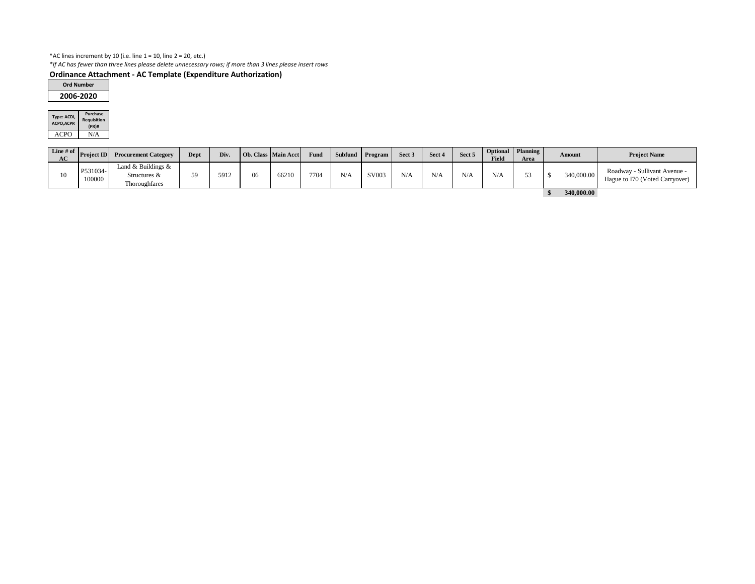*AC lines increment by 10 (i.e. line 1 = 10, line 2 = 20, etc.)

*If AC has fewer than three lines please delete unnecessary rows; if more than 3 lines please insert rows*

**Ordinance Attachment - AC Template (Expenditure Authorization)**

| Ord Number |
|---|
| 2006-2020 |

| Type: ACDI, ACPO,ACPR | Purchase Requisition (PR)# |
|---|---|
| ACPO | N/A |

| Line # of AC | Project ID | Procurement Category | Dept | Div. | Ob. Class | Main Acct | Fund | Subfund | Program | Sect 3 | Sect 4 | Sect 5 | Optional Field | Planning Area | Amount | Project Name |
|---|---|---|---|---|---|---|---|---|---|---|---|---|---|---|---|---|
| 10 | P531034-100000 | Land & Buildings & Structures & Thoroughfares | 59 | 5912 | 06 | 66210 | 7704 | N/A | SV003 | N/A | N/A | N/A | N/A | 53 | $ 340,000.00 | Roadway - Sullivant Avenue - Hague to I70 (Voted Carryover) |
| | | | | | | | | | | | | | | | **$ 340,000.00** | |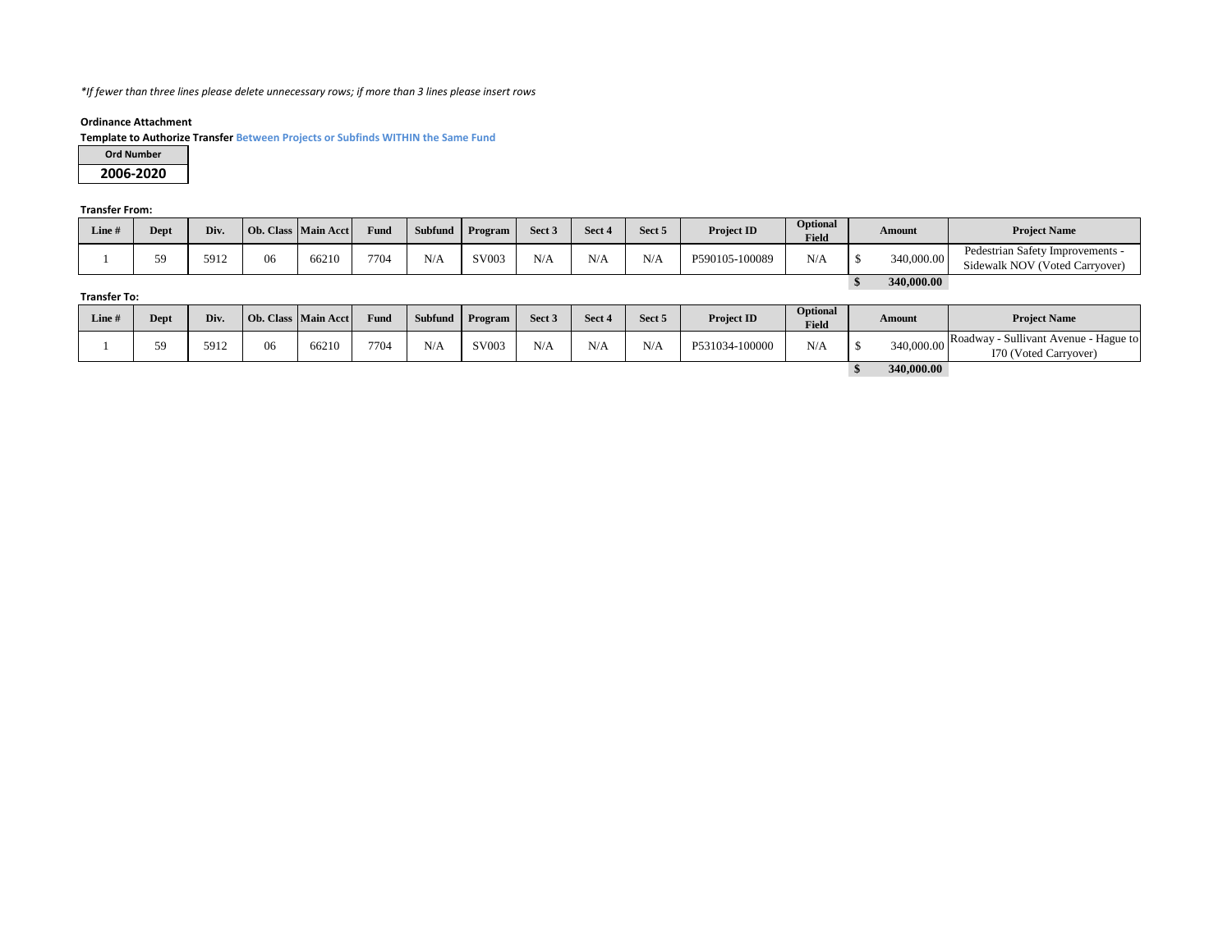*\*If fewer than three lines please delete unnecessary rows; if more than 3 lines please insert rows*

**Ordinance Attachment**

**Template to Authorize Transfer Between Projects or Subfinds WITHIN the Same Fund**

| Ord Number |
|---|
| **2006-2020** |

**Transfer From:**

| Line # | Dept | Div. | Ob. Class | Main Acct | Fund | Subfund | Program | Sect 3 | Sect 4 | Sect 5 | Project ID | Optional Field | Amount | Project Name |
|---|---|---|---|---|---|---|---|---|---|---|---|---|---|---|
| 1 | 59 | 5912 | 06 | 66210 | 7704 | N/A | SV003 | N/A | N/A | N/A | P590105-100089 | N/A | $ 340,000.00 | Pedestrian Safety Improvements - Sidewalk NOV (Voted Carryover) |
| | | | | | | | | | | | | | **$ 340,000.00** | |

**Transfer To:**

| Line # | Dept | Div. | Ob. Class | Main Acct | Fund | Subfund | Program | Sect 3 | Sect 4 | Sect 5 | Project ID | Optional Field | Amount | Project Name |
|---|---|---|---|---|---|---|---|---|---|---|---|---|---|---|
| 1 | 59 | 5912 | 06 | 66210 | 7704 | N/A | SV003 | N/A | N/A | N/A | P531034-100000 | N/A | $ 340,000.00 | Roadway - Sullivant Avenue - Hague to I70 (Voted Carryover) |
| | | | | | | | | | | | | | **$ 340,000.00** | |